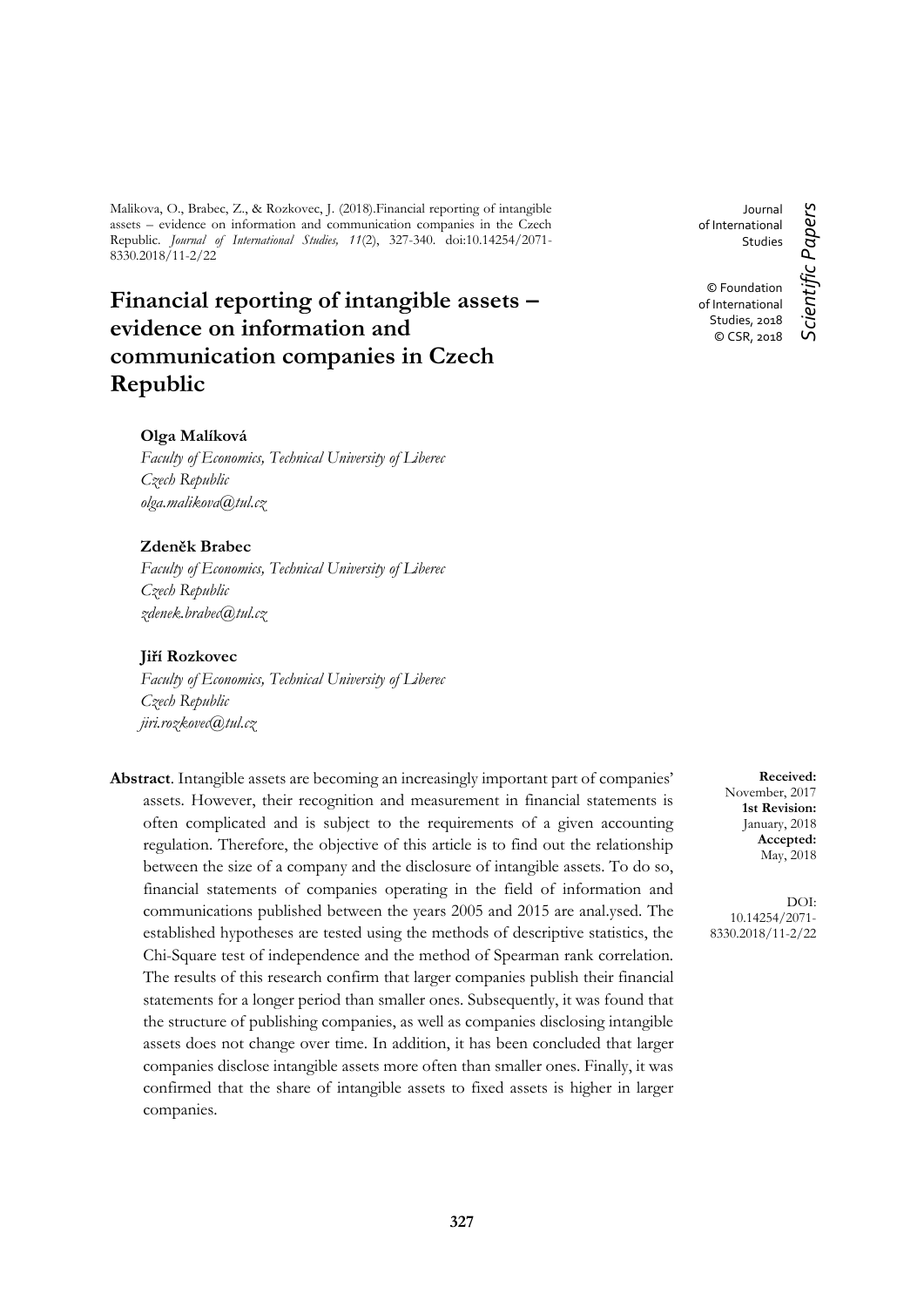Malikova, O., Brabec, Z., & Rozkovec, J. (2018).Financial reporting of intangible assets – evidence on information and communication companies in the Czech Republic. *Journal of International Studies, 11*(2), 327-340. doi:10.14254/2071-8330.2018/11-2/22

Journal of International Studies

© Foundation of International Studies, 2018
© CSR, 2018

*Scientific Papers*

# Financial reporting of intangible assets – evidence on information and communication companies in Czech Republic

**Olga Malíková**
*Faculty of Economics, Technical University of Liberec*
*Czech Republic*
*olga.malikova@tul.cz*

**Zdeněk Brabec**
*Faculty of Economics, Technical University of Liberec*
*Czech Republic*
*zdenek.brabec@tul.cz*

**Jiří Rozkovec**
*Faculty of Economics, Technical University of Liberec*
*Czech Republic*
*jiri.rozkovec@tul.cz*

**Received:** November, 2017
**1st Revision:** January, 2018
**Accepted:** May, 2018

DOI: 10.14254/2071-8330.2018/11-2/22

**Abstract**. Intangible assets are becoming an increasingly important part of companies' assets. However, their recognition and measurement in financial statements is often complicated and is subject to the requirements of a given accounting regulation. Therefore, the objective of this article is to find out the relationship between the size of a company and the disclosure of intangible assets. To do so, financial statements of companies operating in the field of information and communications published between the years 2005 and 2015 are anal.ysed. The established hypotheses are tested using the methods of descriptive statistics, the Chi-Square test of independence and the method of Spearman rank correlation. The results of this research confirm that larger companies publish their financial statements for a longer period than smaller ones. Subsequently, it was found that the structure of publishing companies, as well as companies disclosing intangible assets does not change over time. In addition, it has been concluded that larger companies disclose intangible assets more often than smaller ones. Finally, it was confirmed that the share of intangible assets to fixed assets is higher in larger companies.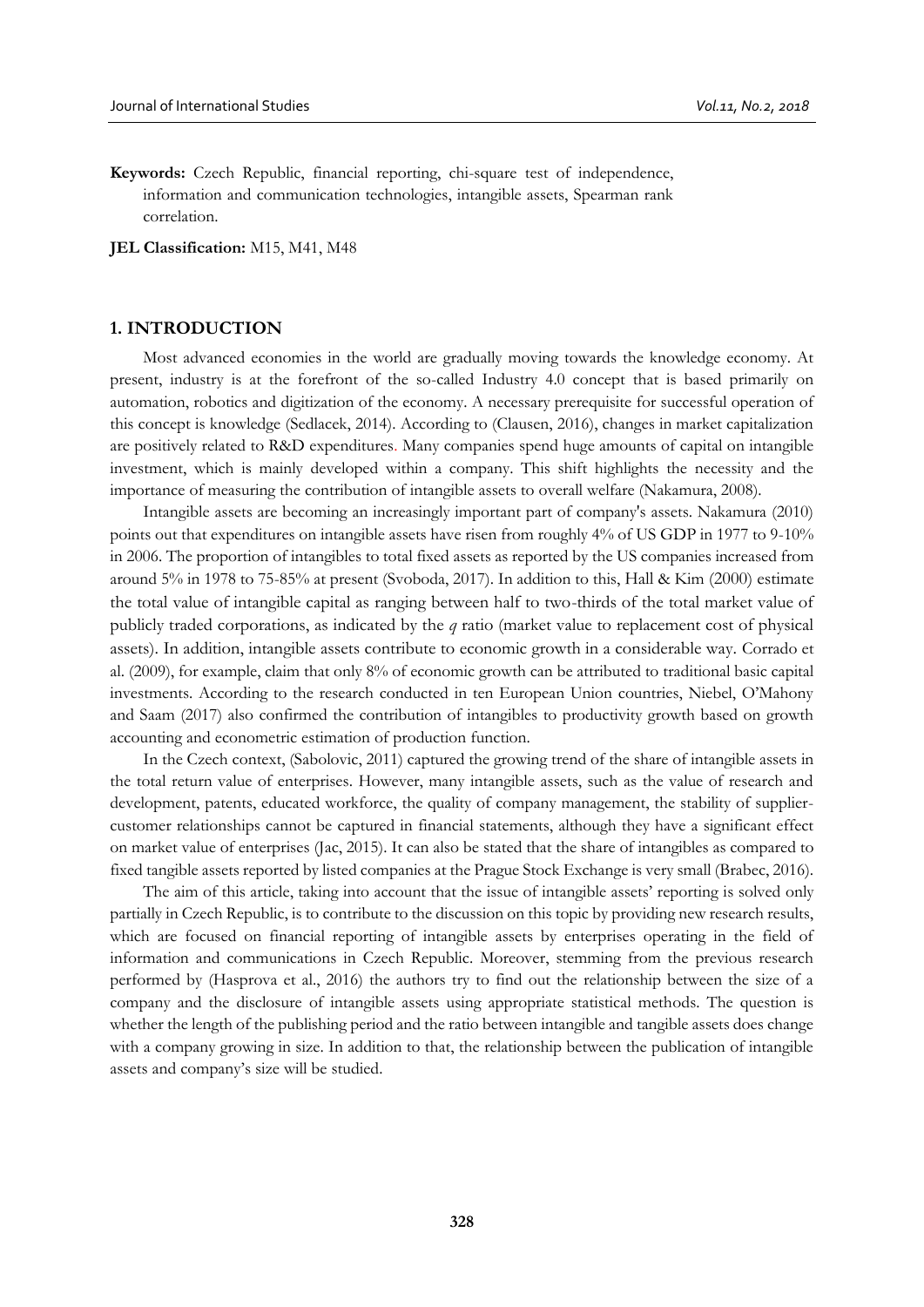**Keywords:** Czech Republic, financial reporting, chi-square test of independence, information and communication technologies, intangible assets, Spearman rank correlation.

**JEL Classification:** M15, M41, M48

## 1. INTRODUCTION

Most advanced economies in the world are gradually moving towards the knowledge economy. At present, industry is at the forefront of the so-called Industry 4.0 concept that is based primarily on automation, robotics and digitization of the economy. A necessary prerequisite for successful operation of this concept is knowledge (Sedlacek, 2014). According to (Clausen, 2016), changes in market capitalization are positively related to R&D expenditures. Many companies spend huge amounts of capital on intangible investment, which is mainly developed within a company. This shift highlights the necessity and the importance of measuring the contribution of intangible assets to overall welfare (Nakamura, 2008).

Intangible assets are becoming an increasingly important part of company's assets. Nakamura (2010) points out that expenditures on intangible assets have risen from roughly 4% of US GDP in 1977 to 9-10% in 2006. The proportion of intangibles to total fixed assets as reported by the US companies increased from around 5% in 1978 to 75-85% at present (Svoboda, 2017). In addition to this, Hall & Kim (2000) estimate the total value of intangible capital as ranging between half to two-thirds of the total market value of publicly traded corporations, as indicated by the *q* ratio (market value to replacement cost of physical assets). In addition, intangible assets contribute to economic growth in a considerable way. Corrado et al. (2009), for example, claim that only 8% of economic growth can be attributed to traditional basic capital investments. According to the research conducted in ten European Union countries, Niebel, O'Mahony and Saam (2017) also confirmed the contribution of intangibles to productivity growth based on growth accounting and econometric estimation of production function.

In the Czech context, (Sabolovic, 2011) captured the growing trend of the share of intangible assets in the total return value of enterprises. However, many intangible assets, such as the value of research and development, patents, educated workforce, the quality of company management, the stability of supplier-customer relationships cannot be captured in financial statements, although they have a significant effect on market value of enterprises (Jac, 2015). It can also be stated that the share of intangibles as compared to fixed tangible assets reported by listed companies at the Prague Stock Exchange is very small (Brabec, 2016).

The aim of this article, taking into account that the issue of intangible assets' reporting is solved only partially in Czech Republic, is to contribute to the discussion on this topic by providing new research results, which are focused on financial reporting of intangible assets by enterprises operating in the field of information and communications in Czech Republic. Moreover, stemming from the previous research performed by (Hasprova et al., 2016) the authors try to find out the relationship between the size of a company and the disclosure of intangible assets using appropriate statistical methods. The question is whether the length of the publishing period and the ratio between intangible and tangible assets does change with a company growing in size. In addition to that, the relationship between the publication of intangible assets and company's size will be studied.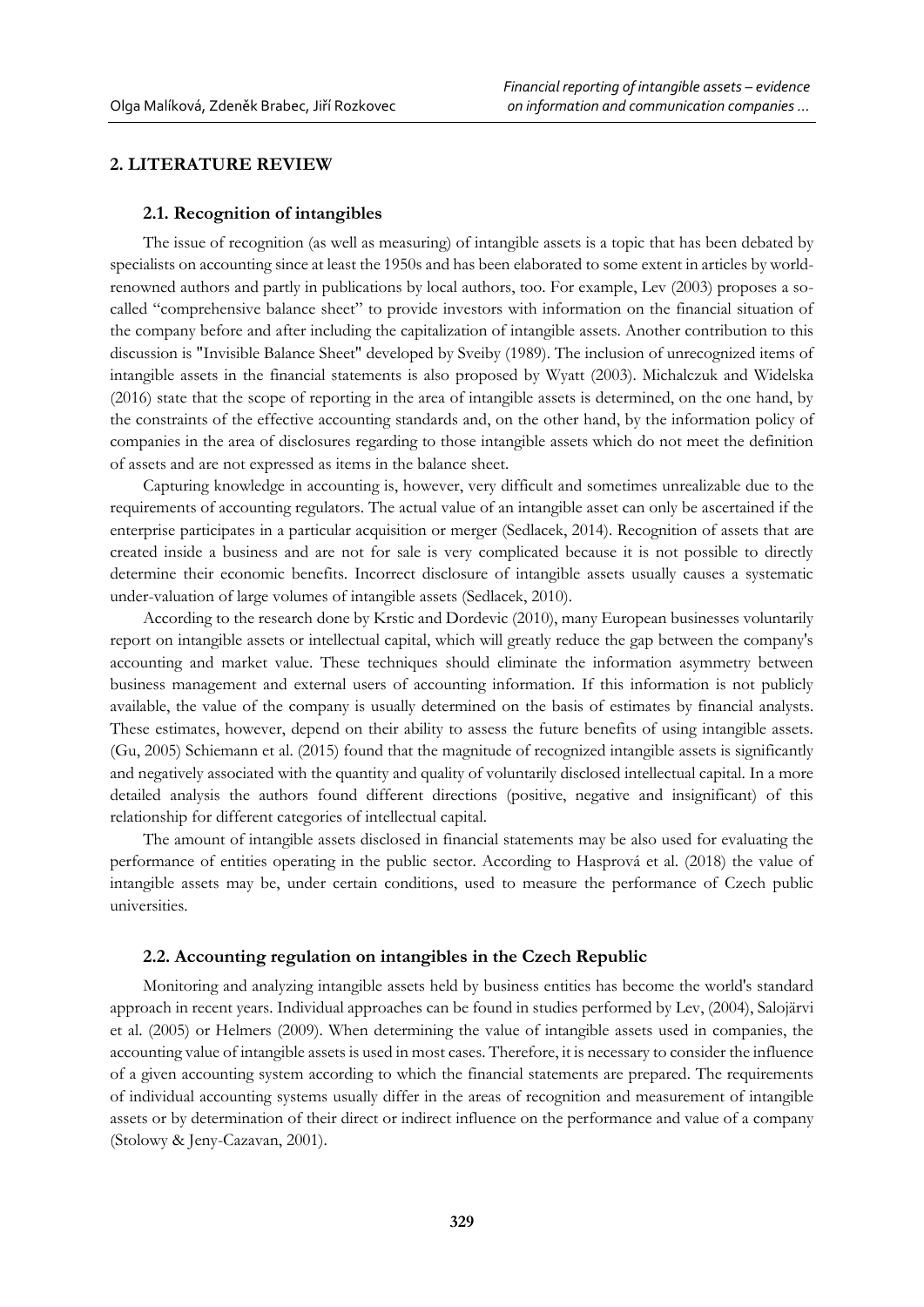## 2. LITERATURE REVIEW

### 2.1. Recognition of intangibles

The issue of recognition (as well as measuring) of intangible assets is a topic that has been debated by specialists on accounting since at least the 1950s and has been elaborated to some extent in articles by world-renowned authors and partly in publications by local authors, too. For example, Lev (2003) proposes a so-called "comprehensive balance sheet" to provide investors with information on the financial situation of the company before and after including the capitalization of intangible assets. Another contribution to this discussion is "Invisible Balance Sheet" developed by Sveiby (1989). The inclusion of unrecognized items of intangible assets in the financial statements is also proposed by Wyatt (2003). Michalczuk and Widelska (2016) state that the scope of reporting in the area of intangible assets is determined, on the one hand, by the constraints of the effective accounting standards and, on the other hand, by the information policy of companies in the area of disclosures regarding to those intangible assets which do not meet the definition of assets and are not expressed as items in the balance sheet.

Capturing knowledge in accounting is, however, very difficult and sometimes unrealizable due to the requirements of accounting regulators. The actual value of an intangible asset can only be ascertained if the enterprise participates in a particular acquisition or merger (Sedlacek, 2014). Recognition of assets that are created inside a business and are not for sale is very complicated because it is not possible to directly determine their economic benefits. Incorrect disclosure of intangible assets usually causes a systematic under-valuation of large volumes of intangible assets (Sedlacek, 2010).

According to the research done by Krstic and Dordevic (2010), many European businesses voluntarily report on intangible assets or intellectual capital, which will greatly reduce the gap between the company's accounting and market value. These techniques should eliminate the information asymmetry between business management and external users of accounting information. If this information is not publicly available, the value of the company is usually determined on the basis of estimates by financial analysts. These estimates, however, depend on their ability to assess the future benefits of using intangible assets. (Gu, 2005) Schiemann et al. (2015) found that the magnitude of recognized intangible assets is significantly and negatively associated with the quantity and quality of voluntarily disclosed intellectual capital. In a more detailed analysis the authors found different directions (positive, negative and insignificant) of this relationship for different categories of intellectual capital.

The amount of intangible assets disclosed in financial statements may be also used for evaluating the performance of entities operating in the public sector. According to Hasprová et al. (2018) the value of intangible assets may be, under certain conditions, used to measure the performance of Czech public universities.

### 2.2. Accounting regulation on intangibles in the Czech Republic

Monitoring and analyzing intangible assets held by business entities has become the world's standard approach in recent years. Individual approaches can be found in studies performed by Lev, (2004), Salojärvi et al. (2005) or Helmers (2009). When determining the value of intangible assets used in companies, the accounting value of intangible assets is used in most cases. Therefore, it is necessary to consider the influence of a given accounting system according to which the financial statements are prepared. The requirements of individual accounting systems usually differ in the areas of recognition and measurement of intangible assets or by determination of their direct or indirect influence on the performance and value of a company (Stolowy & Jeny-Cazavan, 2001).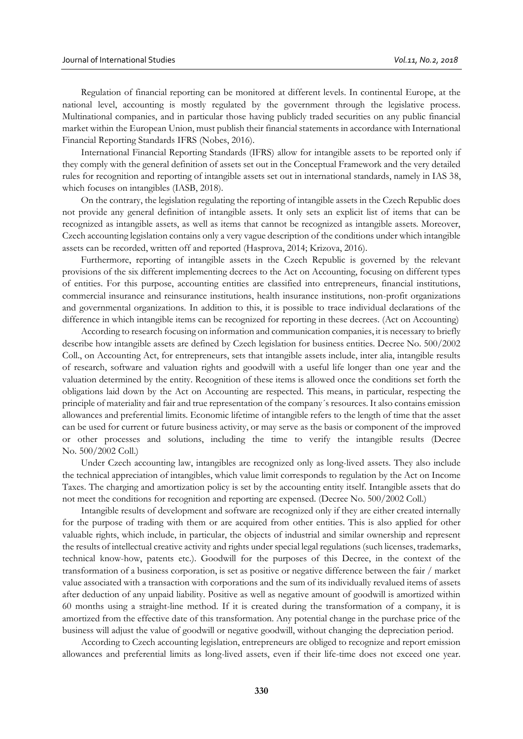Regulation of financial reporting can be monitored at different levels. In continental Europe, at the national level, accounting is mostly regulated by the government through the legislative process. Multinational companies, and in particular those having publicly traded securities on any public financial market within the European Union, must publish their financial statements in accordance with International Financial Reporting Standards IFRS (Nobes, 2016).

International Financial Reporting Standards (IFRS) allow for intangible assets to be reported only if they comply with the general definition of assets set out in the Conceptual Framework and the very detailed rules for recognition and reporting of intangible assets set out in international standards, namely in IAS 38, which focuses on intangibles (IASB, 2018).

On the contrary, the legislation regulating the reporting of intangible assets in the Czech Republic does not provide any general definition of intangible assets. It only sets an explicit list of items that can be recognized as intangible assets, as well as items that cannot be recognized as intangible assets. Moreover, Czech accounting legislation contains only a very vague description of the conditions under which intangible assets can be recorded, written off and reported (Hasprova, 2014; Krizova, 2016).

Furthermore, reporting of intangible assets in the Czech Republic is governed by the relevant provisions of the six different implementing decrees to the Act on Accounting, focusing on different types of entities. For this purpose, accounting entities are classified into entrepreneurs, financial institutions, commercial insurance and reinsurance institutions, health insurance institutions, non-profit organizations and governmental organizations. In addition to this, it is possible to trace individual declarations of the difference in which intangible items can be recognized for reporting in these decrees. (Act on Accounting)

According to research focusing on information and communication companies, it is necessary to briefly describe how intangible assets are defined by Czech legislation for business entities. Decree No. 500/2002 Coll., on Accounting Act, for entrepreneurs, sets that intangible assets include, inter alia, intangible results of research, software and valuation rights and goodwill with a useful life longer than one year and the valuation determined by the entity. Recognition of these items is allowed once the conditions set forth the obligations laid down by the Act on Accounting are respected. This means, in particular, respecting the principle of materiality and fair and true representation of the company´s resources. It also contains emission allowances and preferential limits. Economic lifetime of intangible refers to the length of time that the asset can be used for current or future business activity, or may serve as the basis or component of the improved or other processes and solutions, including the time to verify the intangible results (Decree No. 500/2002 Coll.)

Under Czech accounting law, intangibles are recognized only as long-lived assets. They also include the technical appreciation of intangibles, which value limit corresponds to regulation by the Act on Income Taxes. The charging and amortization policy is set by the accounting entity itself. Intangible assets that do not meet the conditions for recognition and reporting are expensed. (Decree No. 500/2002 Coll.)

Intangible results of development and software are recognized only if they are either created internally for the purpose of trading with them or are acquired from other entities. This is also applied for other valuable rights, which include, in particular, the objects of industrial and similar ownership and represent the results of intellectual creative activity and rights under special legal regulations (such licenses, trademarks, technical know-how, patents etc.). Goodwill for the purposes of this Decree, in the context of the transformation of a business corporation, is set as positive or negative difference between the fair / market value associated with a transaction with corporations and the sum of its individually revalued items of assets after deduction of any unpaid liability. Positive as well as negative amount of goodwill is amortized within 60 months using a straight-line method. If it is created during the transformation of a company, it is amortized from the effective date of this transformation. Any potential change in the purchase price of the business will adjust the value of goodwill or negative goodwill, without changing the depreciation period.

According to Czech accounting legislation, entrepreneurs are obliged to recognize and report emission allowances and preferential limits as long-lived assets, even if their life-time does not exceed one year.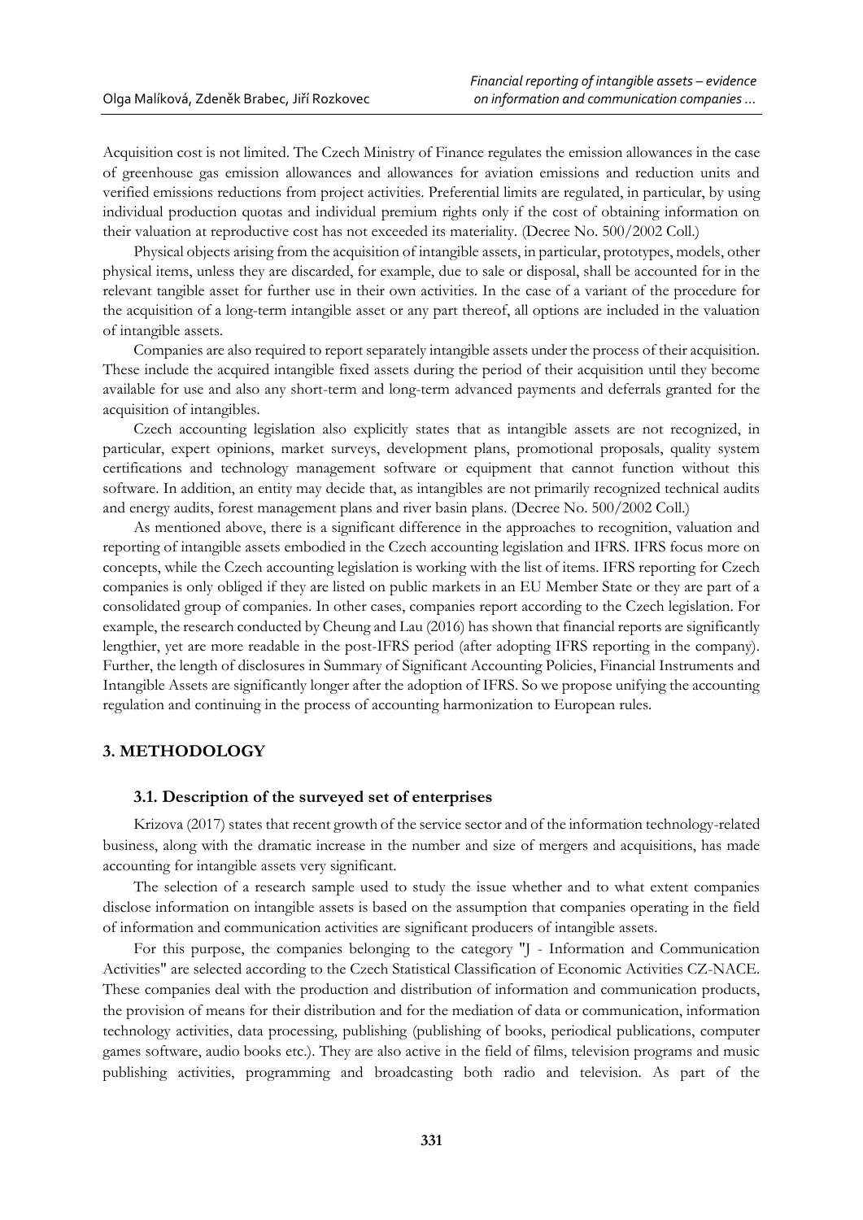Acquisition cost is not limited. The Czech Ministry of Finance regulates the emission allowances in the case of greenhouse gas emission allowances and allowances for aviation emissions and reduction units and verified emissions reductions from project activities. Preferential limits are regulated, in particular, by using individual production quotas and individual premium rights only if the cost of obtaining information on their valuation at reproductive cost has not exceeded its materiality. (Decree No. 500/2002 Coll.)

Physical objects arising from the acquisition of intangible assets, in particular, prototypes, models, other physical items, unless they are discarded, for example, due to sale or disposal, shall be accounted for in the relevant tangible asset for further use in their own activities. In the case of a variant of the procedure for the acquisition of a long-term intangible asset or any part thereof, all options are included in the valuation of intangible assets.

Companies are also required to report separately intangible assets under the process of their acquisition. These include the acquired intangible fixed assets during the period of their acquisition until they become available for use and also any short-term and long-term advanced payments and deferrals granted for the acquisition of intangibles.

Czech accounting legislation also explicitly states that as intangible assets are not recognized, in particular, expert opinions, market surveys, development plans, promotional proposals, quality system certifications and technology management software or equipment that cannot function without this software. In addition, an entity may decide that, as intangibles are not primarily recognized technical audits and energy audits, forest management plans and river basin plans. (Decree No. 500/2002 Coll.)

As mentioned above, there is a significant difference in the approaches to recognition, valuation and reporting of intangible assets embodied in the Czech accounting legislation and IFRS. IFRS focus more on concepts, while the Czech accounting legislation is working with the list of items. IFRS reporting for Czech companies is only obliged if they are listed on public markets in an EU Member State or they are part of a consolidated group of companies. In other cases, companies report according to the Czech legislation. For example, the research conducted by Cheung and Lau (2016) has shown that financial reports are significantly lengthier, yet are more readable in the post-IFRS period (after adopting IFRS reporting in the company). Further, the length of disclosures in Summary of Significant Accounting Policies, Financial Instruments and Intangible Assets are significantly longer after the adoption of IFRS. So we propose unifying the accounting regulation and continuing in the process of accounting harmonization to European rules.

## 3. METHODOLOGY

### 3.1. Description of the surveyed set of enterprises

Krizova (2017) states that recent growth of the service sector and of the information technology-related business, along with the dramatic increase in the number and size of mergers and acquisitions, has made accounting for intangible assets very significant.

The selection of a research sample used to study the issue whether and to what extent companies disclose information on intangible assets is based on the assumption that companies operating in the field of information and communication activities are significant producers of intangible assets.

For this purpose, the companies belonging to the category "J - Information and Communication Activities" are selected according to the Czech Statistical Classification of Economic Activities CZ-NACE. These companies deal with the production and distribution of information and communication products, the provision of means for their distribution and for the mediation of data or communication, information technology activities, data processing, publishing (publishing of books, periodical publications, computer games software, audio books etc.). They are also active in the field of films, television programs and music publishing activities, programming and broadcasting both radio and television. As part of the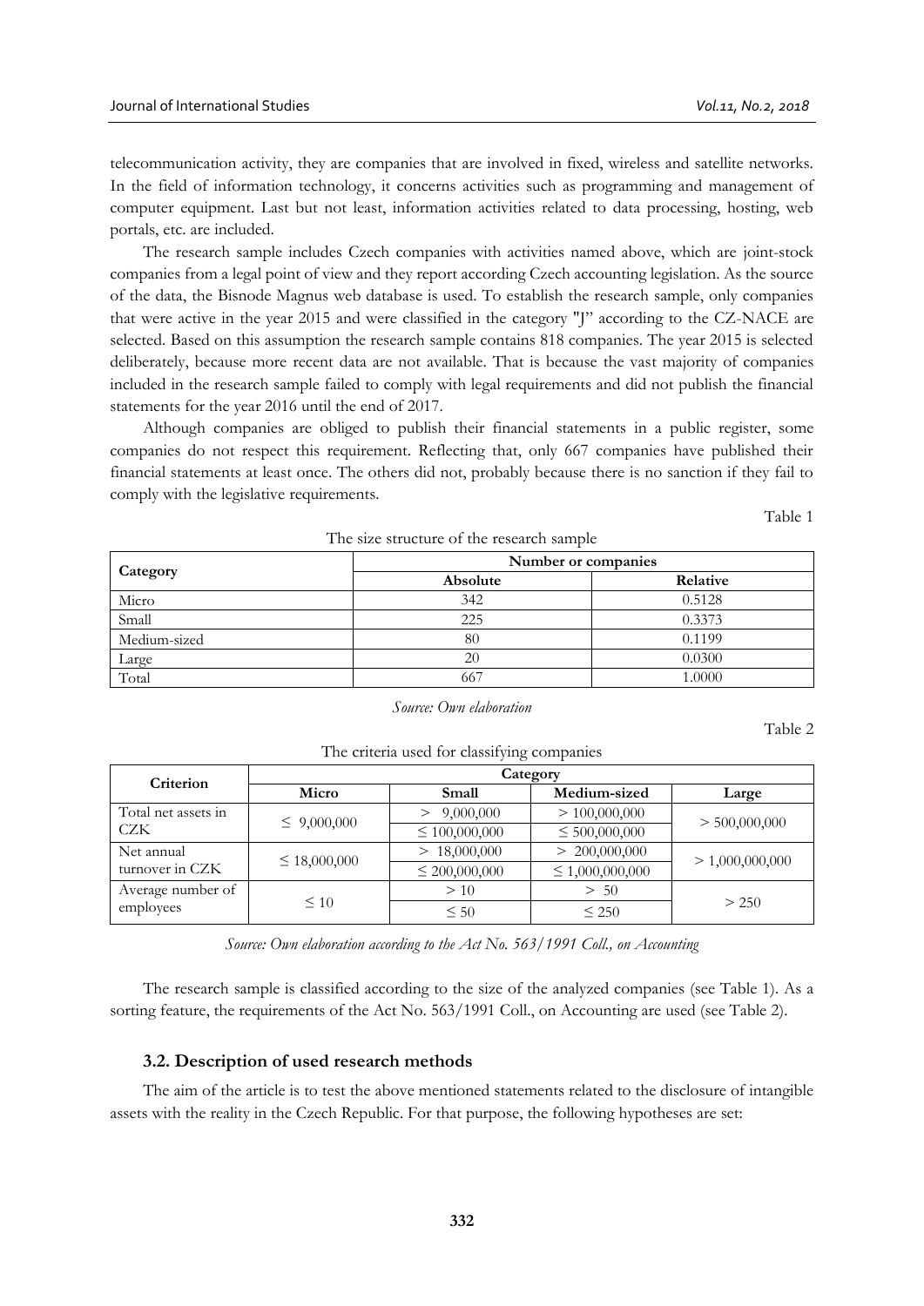telecommunication activity, they are companies that are involved in fixed, wireless and satellite networks. In the field of information technology, it concerns activities such as programming and management of computer equipment. Last but not least, information activities related to data processing, hosting, web portals, etc. are included.

The research sample includes Czech companies with activities named above, which are joint-stock companies from a legal point of view and they report according Czech accounting legislation. As the source of the data, the Bisnode Magnus web database is used. To establish the research sample, only companies that were active in the year 2015 and were classified in the category "J" according to the CZ-NACE are selected. Based on this assumption the research sample contains 818 companies. The year 2015 is selected deliberately, because more recent data are not available. That is because the vast majority of companies included in the research sample failed to comply with legal requirements and did not publish the financial statements for the year 2016 until the end of 2017.

Although companies are obliged to publish their financial statements in a public register, some companies do not respect this requirement. Reflecting that, only 667 companies have published their financial statements at least once. The others did not, probably because there is no sanction if they fail to comply with the legislative requirements.

Table 1

The size structure of the research sample

| Category | Number or companies | |
|---|---|---|
| | Absolute | Relative |
| Micro | 342 | 0.5128 |
| Small | 225 | 0.3373 |
| Medium-sized | 80 | 0.1199 |
| Large | 20 | 0.0300 |
| Total | 667 | 1.0000 |

*Source: Own elaboration*

Table 2

The criteria used for classifying companies

| Criterion | Category | | | |
|---|---|---|---|---|
| | Micro | Small | Medium-sized | Large |
| Total net assets in CZK | ≤ 9,000,000 | > 9,000,000<br>≤ 100,000,000 | > 100,000,000<br>≤ 500,000,000 | > 500,000,000 |
| Net annual turnover in CZK | ≤ 18,000,000 | > 18,000,000<br>≤ 200,000,000 | > 200,000,000<br>≤ 1,000,000,000 | > 1,000,000,000 |
| Average number of employees | ≤ 10 | > 10<br>≤ 50 | > 50<br>≤ 250 | > 250 |

*Source: Own elaboration according to the Act No. 563/1991 Coll., on Accounting*

The research sample is classified according to the size of the analyzed companies (see Table 1). As a sorting feature, the requirements of the Act No. 563/1991 Coll., on Accounting are used (see Table 2).

### 3.2. Description of used research methods

The aim of the article is to test the above mentioned statements related to the disclosure of intangible assets with the reality in the Czech Republic. For that purpose, the following hypotheses are set: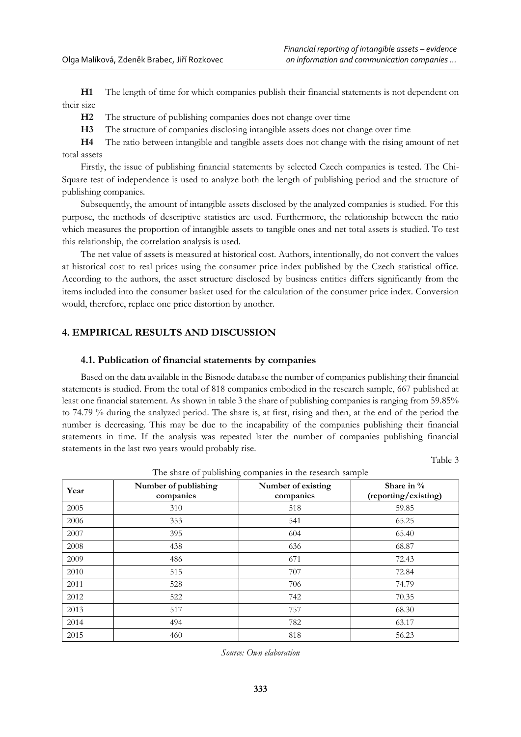**H1** The length of time for which companies publish their financial statements is not dependent on their size

**H2** The structure of publishing companies does not change over time

**H3** The structure of companies disclosing intangible assets does not change over time

**H4** The ratio between intangible and tangible assets does not change with the rising amount of net total assets

Firstly, the issue of publishing financial statements by selected Czech companies is tested. The Chi-Square test of independence is used to analyze both the length of publishing period and the structure of publishing companies.

Subsequently, the amount of intangible assets disclosed by the analyzed companies is studied. For this purpose, the methods of descriptive statistics are used. Furthermore, the relationship between the ratio which measures the proportion of intangible assets to tangible ones and net total assets is studied. To test this relationship, the correlation analysis is used.

The net value of assets is measured at historical cost. Authors, intentionally, do not convert the values at historical cost to real prices using the consumer price index published by the Czech statistical office. According to the authors, the asset structure disclosed by business entities differs significantly from the items included into the consumer basket used for the calculation of the consumer price index. Conversion would, therefore, replace one price distortion by another.

## 4. EMPIRICAL RESULTS AND DISCUSSION

### 4.1. Publication of financial statements by companies

Based on the data available in the Bisnode database the number of companies publishing their financial statements is studied. From the total of 818 companies embodied in the research sample, 667 published at least one financial statement. As shown in table 3 the share of publishing companies is ranging from 59.85% to 74.79 % during the analyzed period. The share is, at first, rising and then, at the end of the period the number is decreasing. This may be due to the incapability of the companies publishing their financial statements in time. If the analysis was repeated later the number of companies publishing financial statements in the last two years would probably rise.

Table 3

The share of publishing companies in the research sample

| Year | Number of publishing companies | Number of existing companies | Share in % (reporting/existing) |
|---|---|---|---|
| 2005 | 310 | 518 | 59.85 |
| 2006 | 353 | 541 | 65.25 |
| 2007 | 395 | 604 | 65.40 |
| 2008 | 438 | 636 | 68.87 |
| 2009 | 486 | 671 | 72.43 |
| 2010 | 515 | 707 | 72.84 |
| 2011 | 528 | 706 | 74.79 |
| 2012 | 522 | 742 | 70.35 |
| 2013 | 517 | 757 | 68.30 |
| 2014 | 494 | 782 | 63.17 |
| 2015 | 460 | 818 | 56.23 |

*Source: Own elaboration*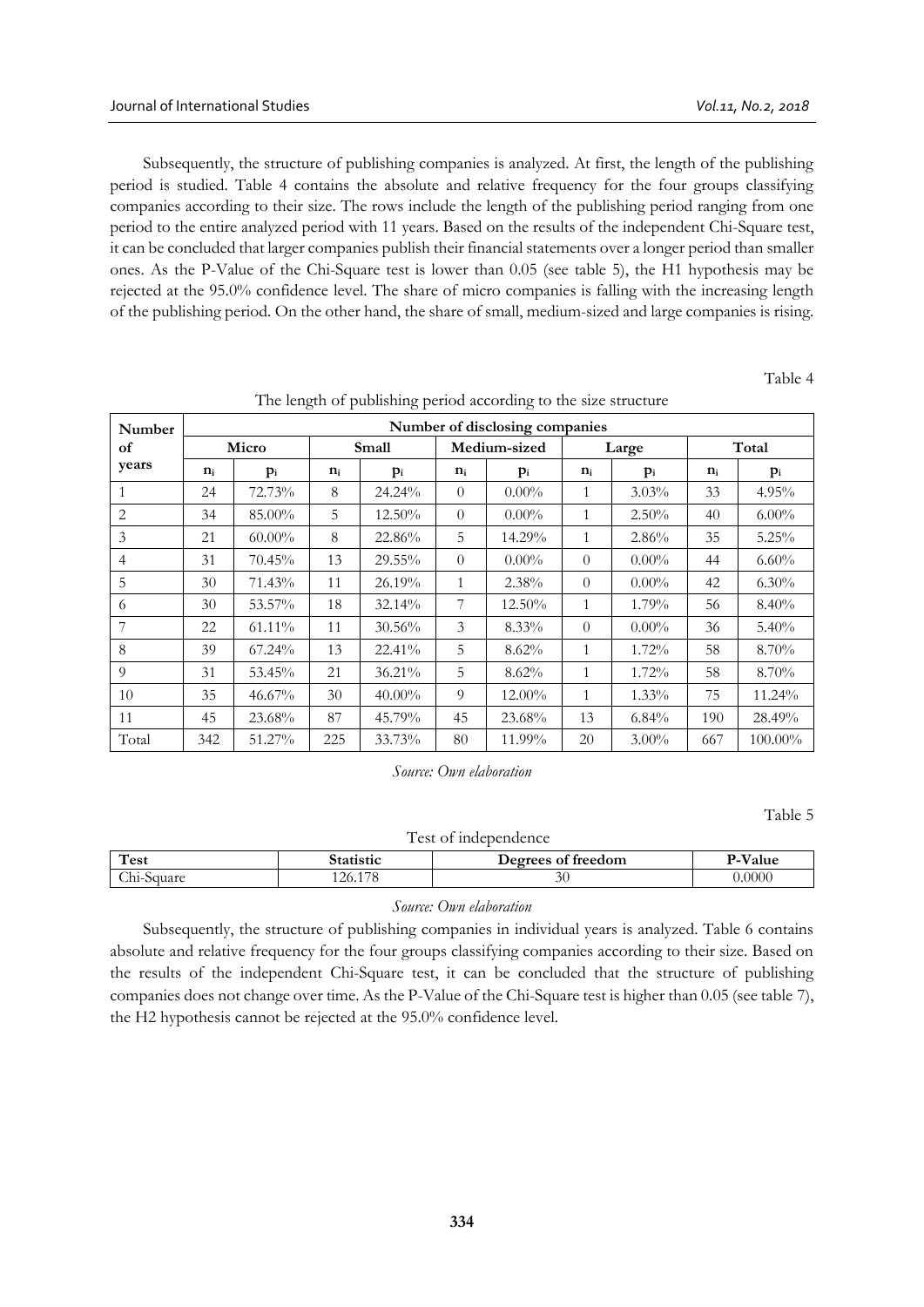Subsequently, the structure of publishing companies is analyzed. At first, the length of the publishing period is studied. Table 4 contains the absolute and relative frequency for the four groups classifying companies according to their size. The rows include the length of the publishing period ranging from one period to the entire analyzed period with 11 years. Based on the results of the independent Chi-Square test, it can be concluded that larger companies publish their financial statements over a longer period than smaller ones. As the P-Value of the Chi-Square test is lower than 0.05 (see table 5), the H1 hypothesis may be rejected at the 95.0% confidence level. The share of micro companies is falling with the increasing length of the publishing period. On the other hand, the share of small, medium-sized and large companies is rising.

Table 4

The length of publishing period according to the size structure

| Number of years | Number of disclosing companies | | | | | | | | | |
|---|---|---|---|---|---|---|---|---|---|---|
| | Micro | | Small | | Medium-sized | | Large | | Total | |
| | $n_i$ | $p_i$ | $n_i$ | $p_i$ | $n_i$ | $p_i$ | $n_i$ | $p_i$ | $n_i$ | $p_i$ |
| 1 | 24 | 72.73% | 8 | 24.24% | 0 | 0.00% | 1 | 3.03% | 33 | 4.95% |
| 2 | 34 | 85.00% | 5 | 12.50% | 0 | 0.00% | 1 | 2.50% | 40 | 6.00% |
| 3 | 21 | 60.00% | 8 | 22.86% | 5 | 14.29% | 1 | 2.86% | 35 | 5.25% |
| 4 | 31 | 70.45% | 13 | 29.55% | 0 | 0.00% | 0 | 0.00% | 44 | 6.60% |
| 5 | 30 | 71.43% | 11 | 26.19% | 1 | 2.38% | 0 | 0.00% | 42 | 6.30% |
| 6 | 30 | 53.57% | 18 | 32.14% | 7 | 12.50% | 1 | 1.79% | 56 | 8.40% |
| 7 | 22 | 61.11% | 11 | 30.56% | 3 | 8.33% | 0 | 0.00% | 36 | 5.40% |
| 8 | 39 | 67.24% | 13 | 22.41% | 5 | 8.62% | 1 | 1.72% | 58 | 8.70% |
| 9 | 31 | 53.45% | 21 | 36.21% | 5 | 8.62% | 1 | 1.72% | 58 | 8.70% |
| 10 | 35 | 46.67% | 30 | 40.00% | 9 | 12.00% | 1 | 1.33% | 75 | 11.24% |
| 11 | 45 | 23.68% | 87 | 45.79% | 45 | 23.68% | 13 | 6.84% | 190 | 28.49% |
| Total | 342 | 51.27% | 225 | 33.73% | 80 | 11.99% | 20 | 3.00% | 667 | 100.00% |

*Source: Own elaboration*

Table 5

Test of independence

| Test | Statistic | Degrees of freedom | P-Value |
|---|---|---|---|
| Chi-Square | 126.178 | 30 | 0.0000 |

*Source: Own elaboration*

Subsequently, the structure of publishing companies in individual years is analyzed. Table 6 contains absolute and relative frequency for the four groups classifying companies according to their size. Based on the results of the independent Chi-Square test, it can be concluded that the structure of publishing companies does not change over time. As the P-Value of the Chi-Square test is higher than 0.05 (see table 7), the H2 hypothesis cannot be rejected at the 95.0% confidence level.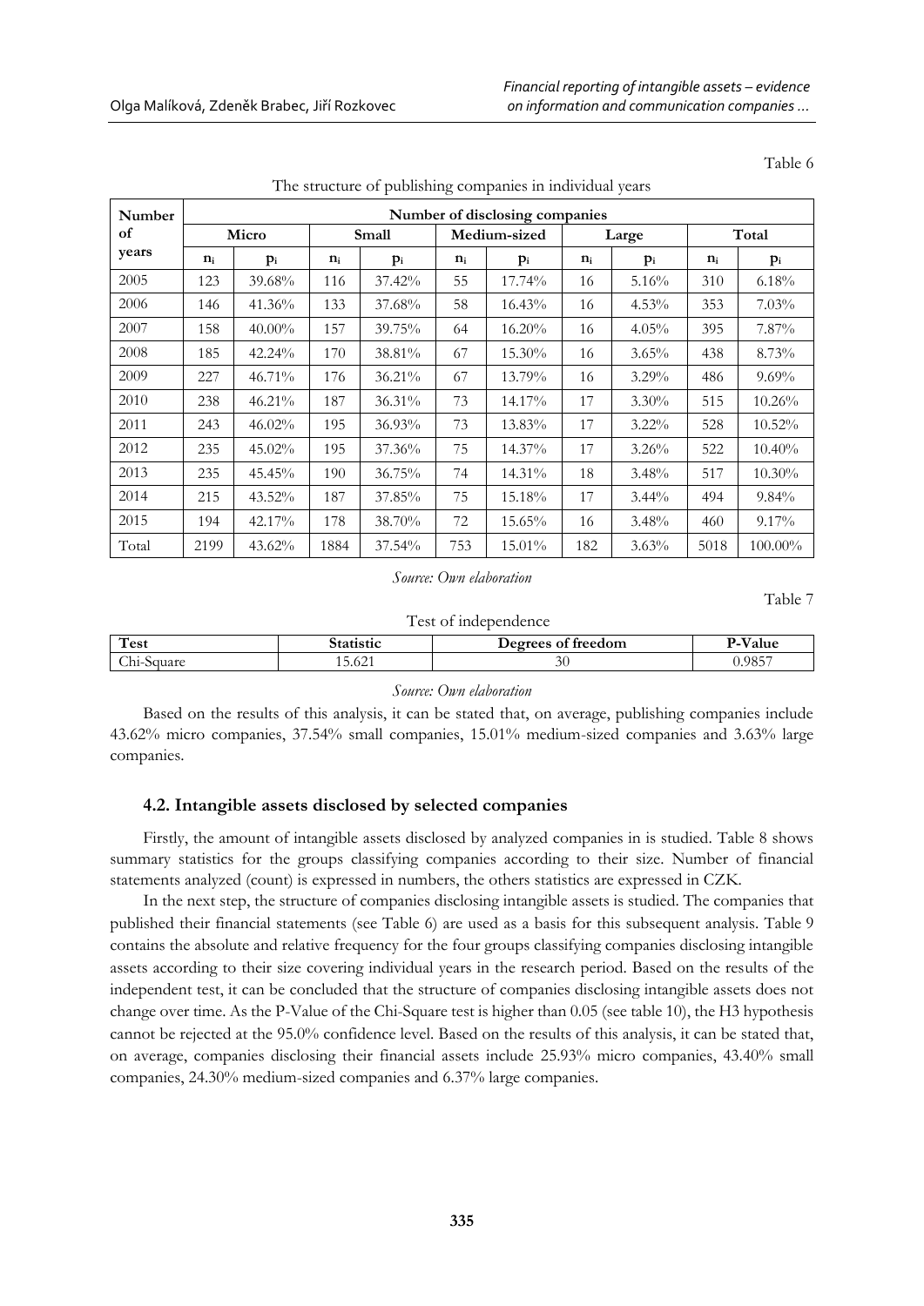Table 6

The structure of publishing companies in individual years

| Number of years | Number of disclosing companies | | | | | | | | | |
|---|---|---|---|---|---|---|---|---|---|---|
| | Micro | | Small | | Medium-sized | | Large | | Total | |
| | $n_i$ | $p_i$ | $n_i$ | $p_i$ | $n_i$ | $p_i$ | $n_i$ | $p_i$ | $n_i$ | $p_i$ |
| 2005 | 123 | 39.68% | 116 | 37.42% | 55 | 17.74% | 16 | 5.16% | 310 | 6.18% |
| 2006 | 146 | 41.36% | 133 | 37.68% | 58 | 16.43% | 16 | 4.53% | 353 | 7.03% |
| 2007 | 158 | 40.00% | 157 | 39.75% | 64 | 16.20% | 16 | 4.05% | 395 | 7.87% |
| 2008 | 185 | 42.24% | 170 | 38.81% | 67 | 15.30% | 16 | 3.65% | 438 | 8.73% |
| 2009 | 227 | 46.71% | 176 | 36.21% | 67 | 13.79% | 16 | 3.29% | 486 | 9.69% |
| 2010 | 238 | 46.21% | 187 | 36.31% | 73 | 14.17% | 17 | 3.30% | 515 | 10.26% |
| 2011 | 243 | 46.02% | 195 | 36.93% | 73 | 13.83% | 17 | 3.22% | 528 | 10.52% |
| 2012 | 235 | 45.02% | 195 | 37.36% | 75 | 14.37% | 17 | 3.26% | 522 | 10.40% |
| 2013 | 235 | 45.45% | 190 | 36.75% | 74 | 14.31% | 18 | 3.48% | 517 | 10.30% |
| 2014 | 215 | 43.52% | 187 | 37.85% | 75 | 15.18% | 17 | 3.44% | 494 | 9.84% |
| 2015 | 194 | 42.17% | 178 | 38.70% | 72 | 15.65% | 16 | 3.48% | 460 | 9.17% |
| Total | 2199 | 43.62% | 1884 | 37.54% | 753 | 15.01% | 182 | 3.63% | 5018 | 100.00% |

*Source: Own elaboration*

Table 7

Test of independence

| Test | Statistic | Degrees of freedom | P-Value |
|---|---|---|---|
| Chi-Square | 15.621 | 30 | 0.9857 |

*Source: Own elaboration*

Based on the results of this analysis, it can be stated that, on average, publishing companies include 43.62% micro companies, 37.54% small companies, 15.01% medium-sized companies and 3.63% large companies.

### 4.2. Intangible assets disclosed by selected companies

Firstly, the amount of intangible assets disclosed by analyzed companies in is studied. Table 8 shows summary statistics for the groups classifying companies according to their size. Number of financial statements analyzed (count) is expressed in numbers, the others statistics are expressed in CZK.

In the next step, the structure of companies disclosing intangible assets is studied. The companies that published their financial statements (see Table 6) are used as a basis for this subsequent analysis. Table 9 contains the absolute and relative frequency for the four groups classifying companies disclosing intangible assets according to their size covering individual years in the research period. Based on the results of the independent test, it can be concluded that the structure of companies disclosing intangible assets does not change over time. As the P-Value of the Chi-Square test is higher than 0.05 (see table 10), the H3 hypothesis cannot be rejected at the 95.0% confidence level. Based on the results of this analysis, it can be stated that, on average, companies disclosing their financial assets include 25.93% micro companies, 43.40% small companies, 24.30% medium-sized companies and 6.37% large companies.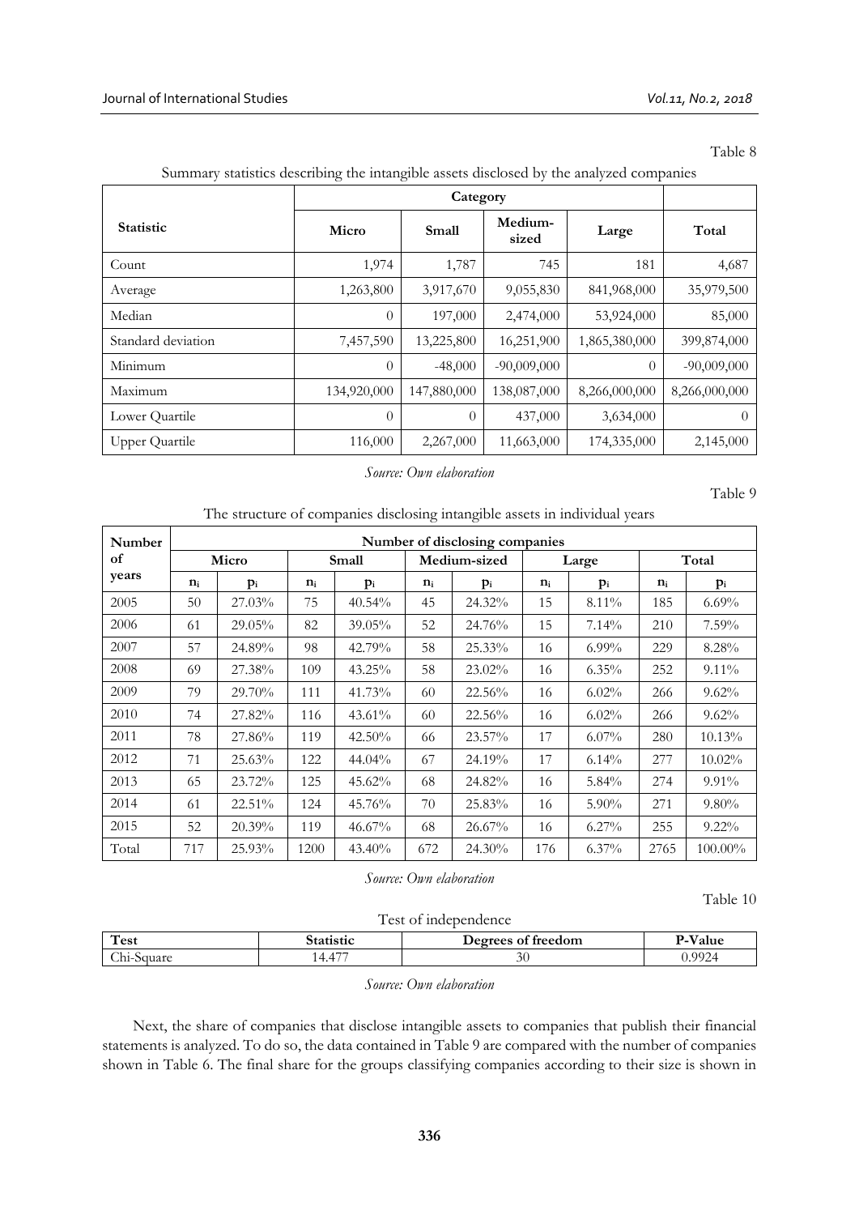Table 8

Summary statistics describing the intangible assets disclosed by the analyzed companies

| Statistic | Category | | | | |
|---|---|---|---|---|---|
| | Micro | Small | Medium-sized | Large | Total |
| Count | 1,974 | 1,787 | 745 | 181 | 4,687 |
| Average | 1,263,800 | 3,917,670 | 9,055,830 | 841,968,000 | 35,979,500 |
| Median | 0 | 197,000 | 2,474,000 | 53,924,000 | 85,000 |
| Standard deviation | 7,457,590 | 13,225,800 | 16,251,900 | 1,865,380,000 | 399,874,000 |
| Minimum | 0 | -48,000 | -90,009,000 | 0 | -90,009,000 |
| Maximum | 134,920,000 | 147,880,000 | 138,087,000 | 8,266,000,000 | 8,266,000,000 |
| Lower Quartile | 0 | 0 | 437,000 | 3,634,000 | 0 |
| Upper Quartile | 116,000 | 2,267,000 | 11,663,000 | 174,335,000 | 2,145,000 |

*Source: Own elaboration*

Table 9

The structure of companies disclosing intangible assets in individual years

| Number of years | Number of disclosing companies | | | | | | | | | |
|---|---|---|---|---|---|---|---|---|---|---|
| | Micro | | Small | | Medium-sized | | Large | | Total | |
| | $n_i$ | $p_i$ | $n_i$ | $p_i$ | $n_i$ | $p_i$ | $n_i$ | $p_i$ | $n_i$ | $p_i$ |
| 2005 | 50 | 27.03% | 75 | 40.54% | 45 | 24.32% | 15 | 8.11% | 185 | 6.69% |
| 2006 | 61 | 29.05% | 82 | 39.05% | 52 | 24.76% | 15 | 7.14% | 210 | 7.59% |
| 2007 | 57 | 24.89% | 98 | 42.79% | 58 | 25.33% | 16 | 6.99% | 229 | 8.28% |
| 2008 | 69 | 27.38% | 109 | 43.25% | 58 | 23.02% | 16 | 6.35% | 252 | 9.11% |
| 2009 | 79 | 29.70% | 111 | 41.73% | 60 | 22.56% | 16 | 6.02% | 266 | 9.62% |
| 2010 | 74 | 27.82% | 116 | 43.61% | 60 | 22.56% | 16 | 6.02% | 266 | 9.62% |
| 2011 | 78 | 27.86% | 119 | 42.50% | 66 | 23.57% | 17 | 6.07% | 280 | 10.13% |
| 2012 | 71 | 25.63% | 122 | 44.04% | 67 | 24.19% | 17 | 6.14% | 277 | 10.02% |
| 2013 | 65 | 23.72% | 125 | 45.62% | 68 | 24.82% | 16 | 5.84% | 274 | 9.91% |
| 2014 | 61 | 22.51% | 124 | 45.76% | 70 | 25.83% | 16 | 5.90% | 271 | 9.80% |
| 2015 | 52 | 20.39% | 119 | 46.67% | 68 | 26.67% | 16 | 6.27% | 255 | 9.22% |
| Total | 717 | 25.93% | 1200 | 43.40% | 672 | 24.30% | 176 | 6.37% | 2765 | 100.00% |

*Source: Own elaboration*

Table 10

Test of independence

| Test | Statistic | Degrees of freedom | P-Value |
|---|---|---|---|
| Chi-Square | 14.477 | 30 | 0.9924 |

*Source: Own elaboration*

Next, the share of companies that disclose intangible assets to companies that publish their financial statements is analyzed. To do so, the data contained in Table 9 are compared with the number of companies shown in Table 6. The final share for the groups classifying companies according to their size is shown in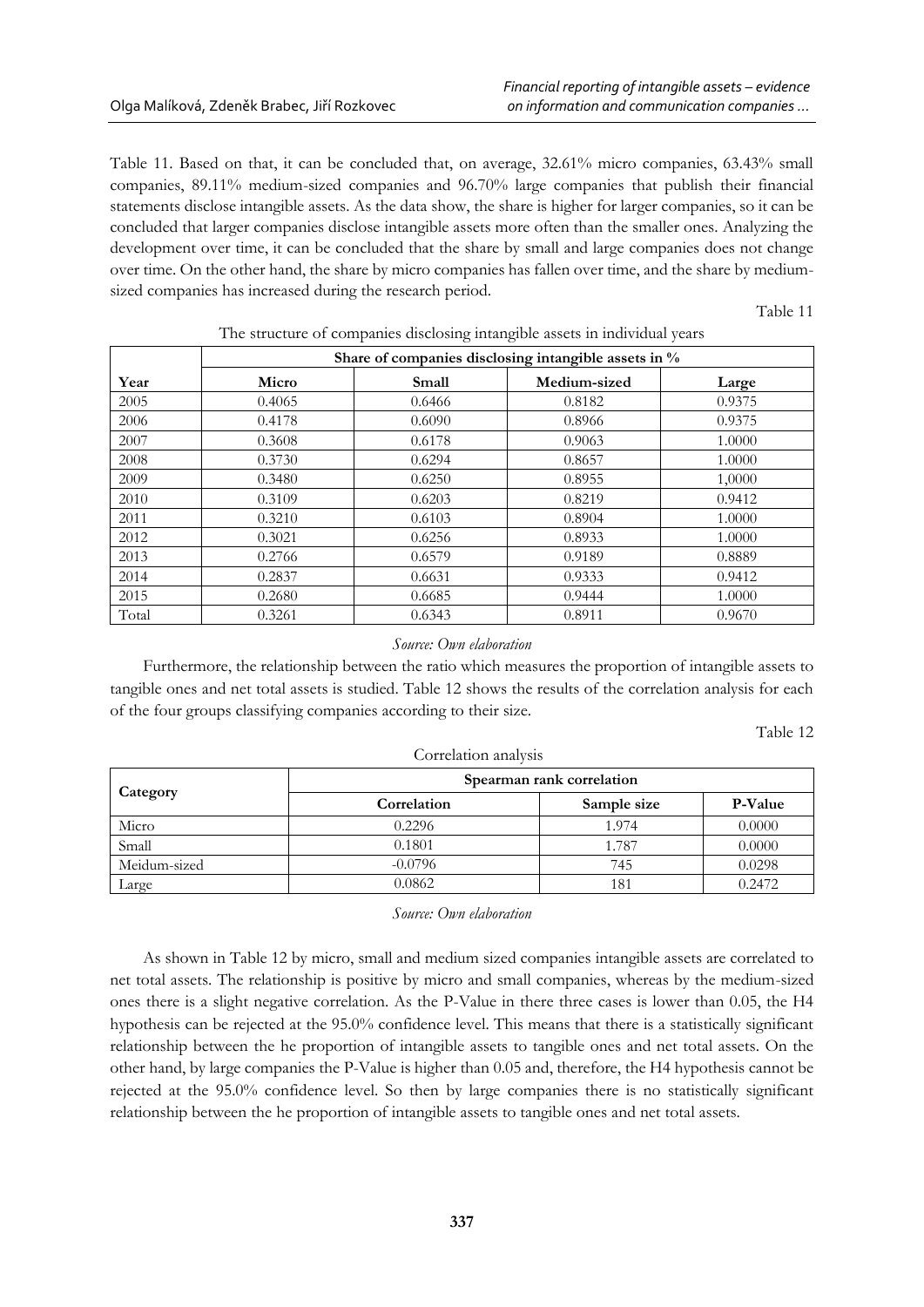Table 11. Based on that, it can be concluded that, on average, 32.61% micro companies, 63.43% small companies, 89.11% medium-sized companies and 96.70% large companies that publish their financial statements disclose intangible assets. As the data show, the share is higher for larger companies, so it can be concluded that larger companies disclose intangible assets more often than the smaller ones. Analyzing the development over time, it can be concluded that the share by small and large companies does not change over time. On the other hand, the share by micro companies has fallen over time, and the share by medium-sized companies has increased during the research period.

Table 11

The structure of companies disclosing intangible assets in individual years

| Year | Share of companies disclosing intangible assets in % | | | |
|---|---|---|---|---|
| | **Micro** | **Small** | **Medium-sized** | **Large** |
| 2005 | 0.4065 | 0.6466 | 0.8182 | 0.9375 |
| 2006 | 0.4178 | 0.6090 | 0.8966 | 0.9375 |
| 2007 | 0.3608 | 0.6178 | 0.9063 | 1.0000 |
| 2008 | 0.3730 | 0.6294 | 0.8657 | 1.0000 |
| 2009 | 0.3480 | 0.6250 | 0.8955 | 1,0000 |
| 2010 | 0.3109 | 0.6203 | 0.8219 | 0.9412 |
| 2011 | 0.3210 | 0.6103 | 0.8904 | 1.0000 |
| 2012 | 0.3021 | 0.6256 | 0.8933 | 1.0000 |
| 2013 | 0.2766 | 0.6579 | 0.9189 | 0.8889 |
| 2014 | 0.2837 | 0.6631 | 0.9333 | 0.9412 |
| 2015 | 0.2680 | 0.6685 | 0.9444 | 1.0000 |
| Total | 0.3261 | 0.6343 | 0.8911 | 0.9670 |

*Source: Own elaboration*

Furthermore, the relationship between the ratio which measures the proportion of intangible assets to tangible ones and net total assets is studied. Table 12 shows the results of the correlation analysis for each of the four groups classifying companies according to their size.

Table 12

Correlation analysis

| Category | Spearman rank correlation | | |
|---|---|---|---|
| | **Correlation** | **Sample size** | **P-Value** |
| Micro | 0.2296 | 1.974 | 0.0000 |
| Small | 0.1801 | 1.787 | 0.0000 |
| Meidum-sized | -0.0796 | 745 | 0.0298 |
| Large | 0.0862 | 181 | 0.2472 |

*Source: Own elaboration*

As shown in Table 12 by micro, small and medium sized companies intangible assets are correlated to net total assets. The relationship is positive by micro and small companies, whereas by the medium-sized ones there is a slight negative correlation. As the P-Value in there three cases is lower than 0.05, the H4 hypothesis can be rejected at the 95.0% confidence level. This means that there is a statistically significant relationship between the he proportion of intangible assets to tangible ones and net total assets. On the other hand, by large companies the P-Value is higher than 0.05 and, therefore, the H4 hypothesis cannot be rejected at the 95.0% confidence level. So then by large companies there is no statistically significant relationship between the he proportion of intangible assets to tangible ones and net total assets.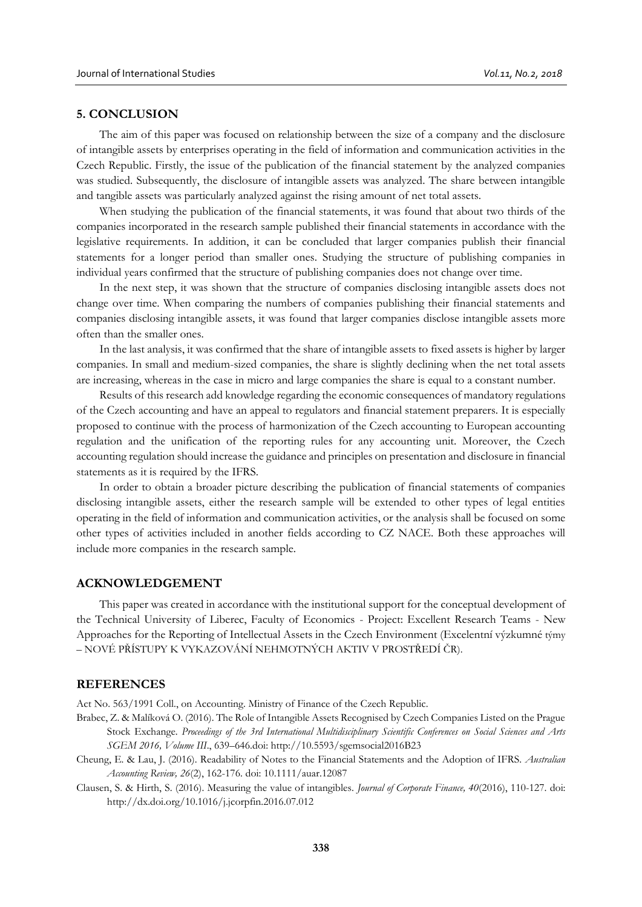## 5. CONCLUSION

The aim of this paper was focused on relationship between the size of a company and the disclosure of intangible assets by enterprises operating in the field of information and communication activities in the Czech Republic. Firstly, the issue of the publication of the financial statement by the analyzed companies was studied. Subsequently, the disclosure of intangible assets was analyzed. The share between intangible and tangible assets was particularly analyzed against the rising amount of net total assets.

When studying the publication of the financial statements, it was found that about two thirds of the companies incorporated in the research sample published their financial statements in accordance with the legislative requirements. In addition, it can be concluded that larger companies publish their financial statements for a longer period than smaller ones. Studying the structure of publishing companies in individual years confirmed that the structure of publishing companies does not change over time.

In the next step, it was shown that the structure of companies disclosing intangible assets does not change over time. When comparing the numbers of companies publishing their financial statements and companies disclosing intangible assets, it was found that larger companies disclose intangible assets more often than the smaller ones.

In the last analysis, it was confirmed that the share of intangible assets to fixed assets is higher by larger companies. In small and medium-sized companies, the share is slightly declining when the net total assets are increasing, whereas in the case in micro and large companies the share is equal to a constant number.

Results of this research add knowledge regarding the economic consequences of mandatory regulations of the Czech accounting and have an appeal to regulators and financial statement preparers. It is especially proposed to continue with the process of harmonization of the Czech accounting to European accounting regulation and the unification of the reporting rules for any accounting unit. Moreover, the Czech accounting regulation should increase the guidance and principles on presentation and disclosure in financial statements as it is required by the IFRS.

In order to obtain a broader picture describing the publication of financial statements of companies disclosing intangible assets, either the research sample will be extended to other types of legal entities operating in the field of information and communication activities, or the analysis shall be focused on some other types of activities included in another fields according to CZ NACE. Both these approaches will include more companies in the research sample.

## ACKNOWLEDGEMENT

This paper was created in accordance with the institutional support for the conceptual development of the Technical University of Liberec, Faculty of Economics - Project: Excellent Research Teams - New Approaches for the Reporting of Intellectual Assets in the Czech Environment (Excelentní výzkumné týmy – NOVÉ PŘÍSTUPY K VYKAZOVÁNÍ NEHMOTNÝCH AKTIV V PROSTŘEDÍ ČR).

## REFERENCES

Act No. 563/1991 Coll., on Accounting. Ministry of Finance of the Czech Republic.

Brabec, Z. & Malíková O. (2016). The Role of Intangible Assets Recognised by Czech Companies Listed on the Prague Stock Exchange. *Proceedings of the 3rd International Multidisciplinary Scientific Conferences on Social Sciences and Arts SGEM 2016, Volume III*., 639–646.doi: http://10.5593/sgemsocial2016B23

Cheung, E. & Lau, J. (2016). Readability of Notes to the Financial Statements and the Adoption of IFRS. *Australian Accounting Review, 26*(2), 162-176. doi: 10.1111/auar.12087

Clausen, S. & Hirth, S. (2016). Measuring the value of intangibles. *Journal of Corporate Finance, 40*(2016), 110-127. doi: http://dx.doi.org/10.1016/j.jcorpfin.2016.07.012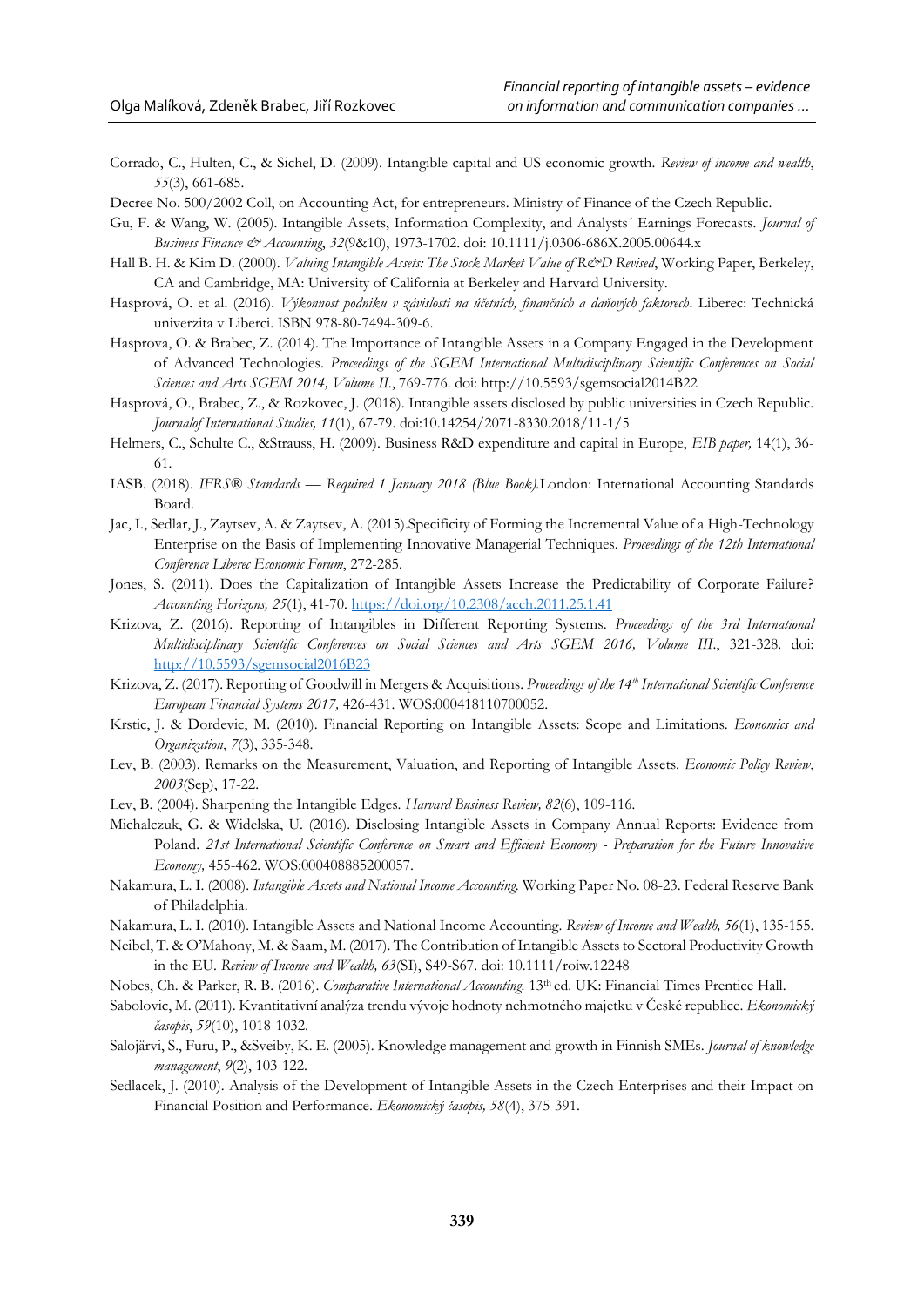Corrado, C., Hulten, C., & Sichel, D. (2009). Intangible capital and US economic growth. *Review of income and wealth*, *55*(3), 661-685.

Decree No. 500/2002 Coll, on Accounting Act, for entrepreneurs. Ministry of Finance of the Czech Republic.

Gu, F. & Wang, W. (2005). Intangible Assets, Information Complexity, and Analysts´ Earnings Forecasts. *Journal of Business Finance & Accounting*, *32*(9&10), 1973-1702. doi: 10.1111/j.0306-686X.2005.00644.x

Hall B. H. & Kim D. (2000). *Valuing Intangible Assets: The Stock Market Value of R&D Revised*, Working Paper, Berkeley, CA and Cambridge, MA: University of California at Berkeley and Harvard University.

Hasprová, O. et al. (2016). *Výkonnost podniku v závislosti na účetních, finančních a daňových faktorech*. Liberec: Technická univerzita v Liberci. ISBN 978-80-7494-309-6.

Hasprova, O. & Brabec, Z. (2014). The Importance of Intangible Assets in a Company Engaged in the Development of Advanced Technologies. *Proceedings of the SGEM International Multidisciplinary Scientific Conferences on Social Sciences and Arts SGEM 2014, Volume II.*, 769-776. doi: http://10.5593/sgemsocial2014B22

Hasprová, O., Brabec, Z., & Rozkovec, J. (2018). Intangible assets disclosed by public universities in Czech Republic. *Journalof International Studies, 11*(1), 67-79. doi:10.14254/2071-8330.2018/11-1/5

Helmers, C., Schulte C., &Strauss, H. (2009). Business R&D expenditure and capital in Europe, *EIB paper,* 14(1), 36-61.

IASB. (2018). *IFRS® Standards — Required 1 January 2018 (Blue Book).*London: International Accounting Standards Board.

Jac, I., Sedlar, J., Zaytsev, A. & Zaytsev, A. (2015).Specificity of Forming the Incremental Value of a High-Technology Enterprise on the Basis of Implementing Innovative Managerial Techniques. *Proceedings of the 12th International Conference Liberec Economic Forum*, 272-285.

Jones, S. (2011). Does the Capitalization of Intangible Assets Increase the Predictability of Corporate Failure? *Accounting Horizons, 25*(1), 41-70. https://doi.org/10.2308/acch.2011.25.1.41

Krizova, Z. (2016). Reporting of Intangibles in Different Reporting Systems. *Proceedings of the 3rd International Multidisciplinary Scientific Conferences on Social Sciences and Arts SGEM 2016, Volume III.*, 321-328. doi: http://10.5593/sgemsocial2016B23

Krizova, Z. (2017). Reporting of Goodwill in Mergers & Acquisitions. *Proceedings of the 14th International Scientific Conference European Financial Systems 2017,* 426-431. WOS:000418110700052.

Krstic, J. & Dordevic, M. (2010). Financial Reporting on Intangible Assets: Scope and Limitations. *Economics and Organization*, *7*(3), 335-348.

Lev, B. (2003). Remarks on the Measurement, Valuation, and Reporting of Intangible Assets. *Economic Policy Review*, *2003*(Sep), 17-22.

Lev, B. (2004). Sharpening the Intangible Edges. *Harvard Business Review, 82*(6), 109-116.

Michalczuk, G. & Widelska, U. (2016). Disclosing Intangible Assets in Company Annual Reports: Evidence from Poland. *21st International Scientific Conference on Smart and Efficient Economy - Preparation for the Future Innovative Economy,* 455-462. WOS:000408885200057.

Nakamura, L. I. (2008). *Intangible Assets and National Income Accounting.* Working Paper No. 08-23. Federal Reserve Bank of Philadelphia.

Nakamura, L. I. (2010). Intangible Assets and National Income Accounting. *Review of Income and Wealth, 56*(1), 135-155.

Neibel, T. & O'Mahony, M. & Saam, M. (2017). The Contribution of Intangible Assets to Sectoral Productivity Growth in the EU. *Review of Income and Wealth, 63*(SI), S49-S67. doi: 10.1111/roiw.12248

Nobes, Ch. & Parker, R. B. (2016). *Comparative International Accounting.* 13th ed. UK: Financial Times Prentice Hall.

Sabolovic, M. (2011). Kvantitativní analýza trendu vývoje hodnoty nehmotného majetku v České republice. *Ekonomický časopis*, *59*(10), 1018-1032.

Salojärvi, S., Furu, P., &Sveiby, K. E. (2005). Knowledge management and growth in Finnish SMEs. *Journal of knowledge management*, *9*(2), 103-122.

Sedlacek, J. (2010). Analysis of the Development of Intangible Assets in the Czech Enterprises and their Impact on Financial Position and Performance. *Ekonomický časopis, 58*(4), 375-391.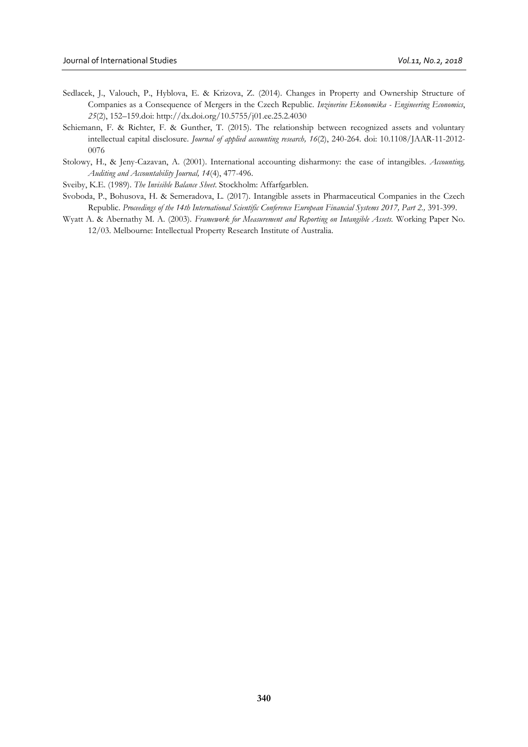Sedlacek, J., Valouch, P., Hyblova, E. & Krizova, Z. (2014). Changes in Property and Ownership Structure of Companies as a Consequence of Mergers in the Czech Republic. *Inzinerine Ekonomika - Engineering Economics*, *25*(2), 152–159.doi: http://dx.doi.org/10.5755/j01.ee.25.2.4030

Schiemann, F. & Richter, F. & Gunther, T. (2015). The relationship between recognized assets and voluntary intellectual capital disclosure. *Journal of applied accounting research, 16*(2), 240-264. doi: 10.1108/JAAR-11-2012-0076

Stolowy, H., & Jeny-Cazavan, A. (2001). International accounting disharmony: the case of intangibles. *Accounting, Auditing and Accountability Journal, 14*(4), 477-496.

Sveiby, K.E. (1989). *The Invisible Balance Sheet*. Stockholm: Affarfgarblen.

Svoboda, P., Bohusova, H. & Semeradova, L. (2017). Intangible assets in Pharmaceutical Companies in the Czech Republic. *Proceedings of the 14th International Scientific Conference European Financial Systems 2017, Part 2.,* 391-399.

Wyatt A. & Abernathy M. A. (2003). *Framework for Measurement and Reporting on Intangible Assets.* Working Paper No. 12/03. Melbourne: Intellectual Property Research Institute of Australia.